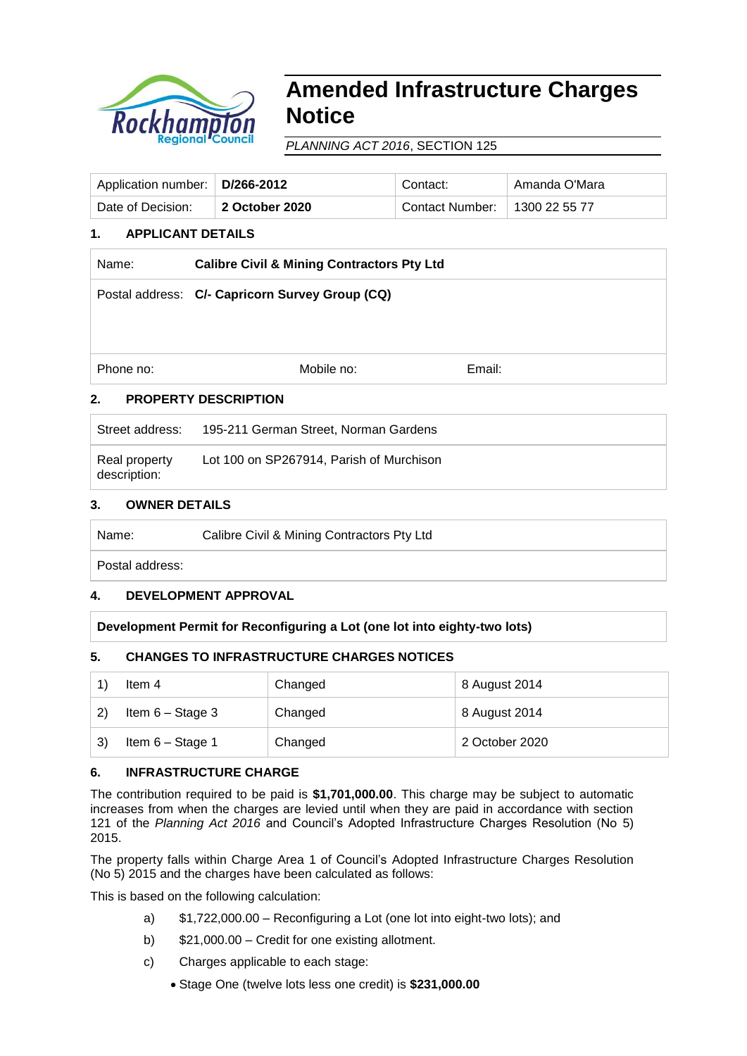# Amended Infrastructure Charges Notice

*PLANNING ACT 2016*, SECTION 125

| Application number: | **D/266-2012** | Contact: | Amanda O'Mara |
|---|---|---|---|
| Date of Decision: | **2 October 2020** | Contact Number: | 1300 22 55 77 |

## 1. APPLICANT DETAILS

| | |
|---|---|
| Name: | **Calibre Civil & Mining Contractors Pty Ltd** |
| Postal address: | **C/- Capricorn Survey Group (CQ)** |

| Phone no: | Mobile no: | Email: |
|---|---|---|

## 2. PROPERTY DESCRIPTION

| | |
|---|---|
| Street address: | 195-211 German Street, Norman Gardens |
| Real property description: | Lot 100 on SP267914, Parish of Murchison |

## 3. OWNER DETAILS

| | |
|---|---|
| Name: | Calibre Civil & Mining Contractors Pty Ltd |
| Postal address: | |

## 4. DEVELOPMENT APPROVAL

**Development Permit for Reconfiguring a Lot (one lot into eighty-two lots)**

## 5. CHANGES TO INFRASTRUCTURE CHARGES NOTICES

| | | | |
|---|---|---|---|
| 1) | Item 4 | Changed | 8 August 2014 |
| 2) | Item 6 – Stage 3 | Changed | 8 August 2014 |
| 3) | Item 6 – Stage 1 | Changed | 2 October 2020 |

## 6. INFRASTRUCTURE CHARGE

The contribution required to be paid is **$1,701,000.00**. This charge may be subject to automatic increases from when the charges are levied until when they are paid in accordance with section 121 of the *Planning Act 2016* and Council's Adopted Infrastructure Charges Resolution (No 5) 2015.

The property falls within Charge Area 1 of Council's Adopted Infrastructure Charges Resolution (No 5) 2015 and the charges have been calculated as follows:

This is based on the following calculation:

a) $1,722,000.00 – Reconfiguring a Lot (one lot into eight-two lots); and

b) $21,000.00 – Credit for one existing allotment.

c) Charges applicable to each stage:

- Stage One (twelve lots less one credit) is **$231,000.00**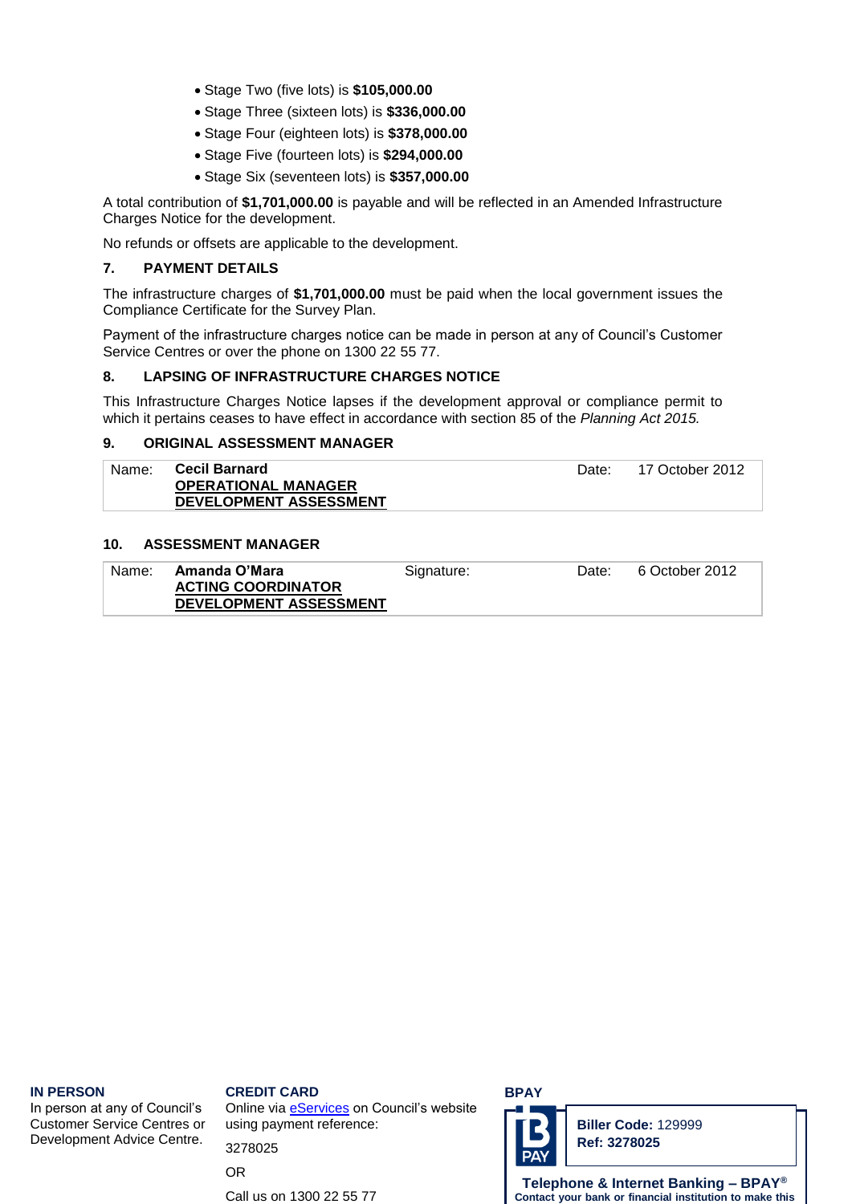- Stage Two (five lots) is **$105,000.00**
- Stage Three (sixteen lots) is **$336,000.00**
- Stage Four (eighteen lots) is **$378,000.00**
- Stage Five (fourteen lots) is **$294,000.00**
- Stage Six (seventeen lots) is **$357,000.00**

A total contribution of **$1,701,000.00** is payable and will be reflected in an Amended Infrastructure Charges Notice for the development.

No refunds or offsets are applicable to the development.

## 7. PAYMENT DETAILS

The infrastructure charges of **$1,701,000.00** must be paid when the local government issues the Compliance Certificate for the Survey Plan.

Payment of the infrastructure charges notice can be made in person at any of Council's Customer Service Centres or over the phone on 1300 22 55 77.

## 8. LAPSING OF INFRASTRUCTURE CHARGES NOTICE

This Infrastructure Charges Notice lapses if the development approval or compliance permit to which it pertains ceases to have effect in accordance with section 85 of the *Planning Act 2015.*

## 9. ORIGINAL ASSESSMENT MANAGER

| | | | |
|---|---|---|---|
| Name: | **Cecil Barnard**<br>**OPERATIONAL MANAGER**<br>**DEVELOPMENT ASSESSMENT** | Date: | 17 October 2012 |

## 10. ASSESSMENT MANAGER

| | | | | |
|---|---|---|---|---|
| Name: | **Amanda O'Mara**<br>**ACTING COORDINATOR**<br>**DEVELOPMENT ASSESSMENT** | Signature: | Date: | 6 October 2012 |

**IN PERSON**

In person at any of Council's Customer Service Centres or Development Advice Centre.

**CREDIT CARD**

Online via eServices on Council's website using payment reference:

3278025

OR

Call us on 1300 22 55 77

**BPAY**

**Biller Code:** 129999
**Ref: 3278025**

**Telephone & Internet Banking – BPAY®**
**Contact your bank or financial institution to make this**